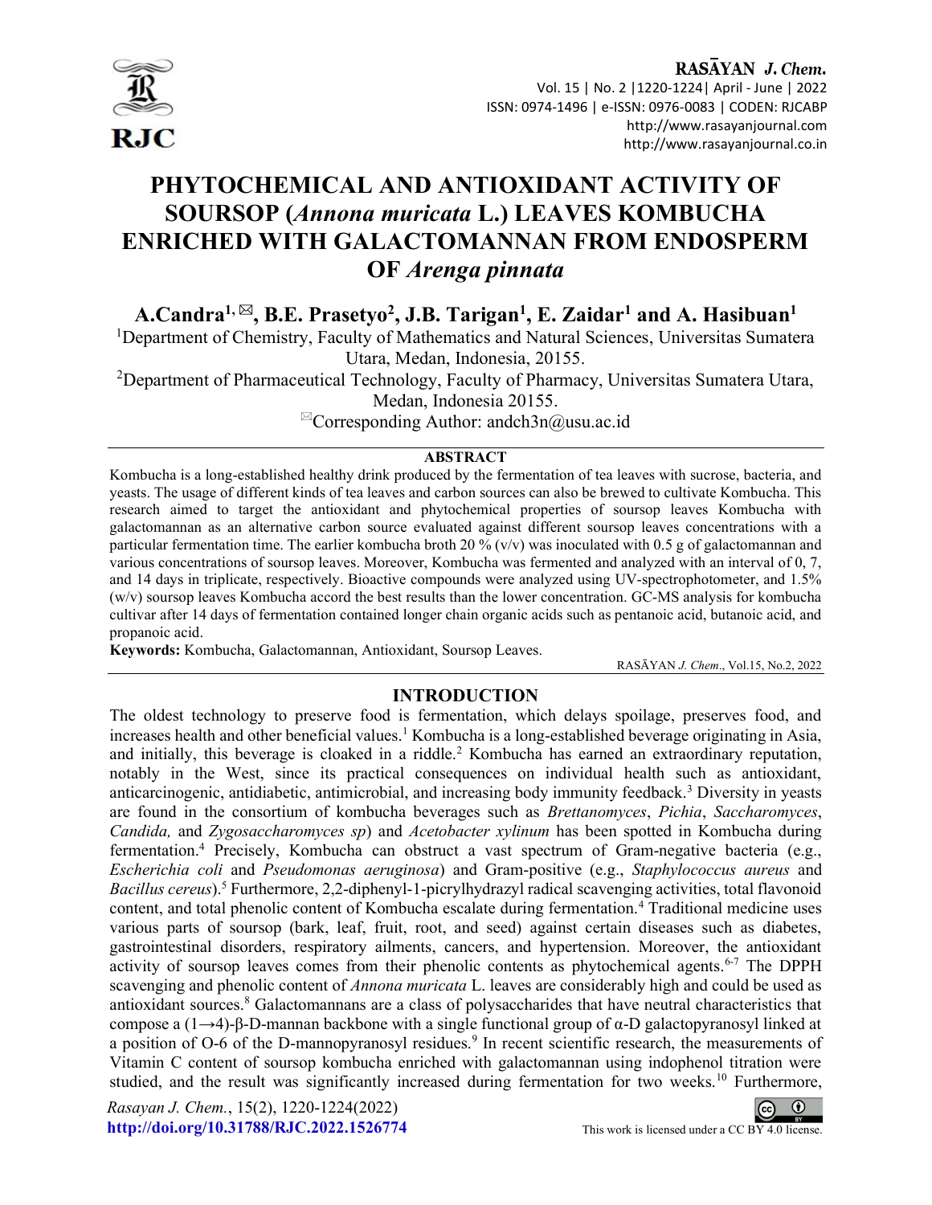# PHYTOCHEMICAL AND ANTIOXIDANT ACTIVITY OF SOURSOP (*Annona muricata* L.) LEAVES KOMBUCHA ENRICHED WITH GALACTOMANNAN FROM ENDOSPERM OF *Arenga pinnata*

**A.Candra[1,✉], B.E. Prasetyo[2], J.B. Tarigan[1], E. Zaidar[1] and A. Hasibuan[1]**

[1]Department of Chemistry, Faculty of Mathematics and Natural Sciences, Universitas Sumatera Utara, Medan, Indonesia, 20155.

[2]Department of Pharmaceutical Technology, Faculty of Pharmacy, Universitas Sumatera Utara, Medan, Indonesia 20155.

✉Corresponding Author: andch3n@usu.ac.id

## ABSTRACT

Kombucha is a long-established healthy drink produced by the fermentation of tea leaves with sucrose, bacteria, and yeasts. The usage of different kinds of tea leaves and carbon sources can also be brewed to cultivate Kombucha. This research aimed to target the antioxidant and phytochemical properties of soursop leaves Kombucha with galactomannan as an alternative carbon source evaluated against different soursop leaves concentrations with a particular fermentation time. The earlier kombucha broth 20 % (v/v) was inoculated with 0.5 g of galactomannan and various concentrations of soursop leaves. Moreover, Kombucha was fermented and analyzed with an interval of 0, 7, and 14 days in triplicate, respectively. Bioactive compounds were analyzed using UV-spectrophotometer, and 1.5% (w/v) soursop leaves Kombucha accord the best results than the lower concentration. GC-MS analysis for kombucha cultivar after 14 days of fermentation contained longer chain organic acids such as pentanoic acid, butanoic acid, and propanoic acid.

**Keywords:** Kombucha, Galactomannan, Antioxidant, Soursop Leaves.

RASĀYAN *J. Chem*., Vol.15, No.2, 2022

## INTRODUCTION

The oldest technology to preserve food is fermentation, which delays spoilage, preserves food, and increases health and other beneficial values.[1] Kombucha is a long-established beverage originating in Asia, and initially, this beverage is cloaked in a riddle.[2] Kombucha has earned an extraordinary reputation, notably in the West, since its practical consequences on individual health such as antioxidant, anticarcinogenic, antidiabetic, antimicrobial, and increasing body immunity feedback.[3] Diversity in yeasts are found in the consortium of kombucha beverages such as *Brettanomyces*, *Pichia*, *Saccharomyces*, *Candida,* and *Zygosaccharomyces sp*) and *Acetobacter xylinum* has been spotted in Kombucha during fermentation.[4] Precisely, Kombucha can obstruct a vast spectrum of Gram-negative bacteria (e.g., *Escherichia coli* and *Pseudomonas aeruginosa*) and Gram-positive (e.g., *Staphylococcus aureus* and *Bacillus cereus*).[5] Furthermore, 2,2-diphenyl-1-picrylhydrazyl radical scavenging activities, total flavonoid content, and total phenolic content of Kombucha escalate during fermentation.[4] Traditional medicine uses various parts of soursop (bark, leaf, fruit, root, and seed) against certain diseases such as diabetes, gastrointestinal disorders, respiratory ailments, cancers, and hypertension. Moreover, the antioxidant activity of soursop leaves comes from their phenolic contents as phytochemical agents.[6-7] The DPPH scavenging and phenolic content of *Annona muricata* L. leaves are considerably high and could be used as antioxidant sources.[8] Galactomannans are a class of polysaccharides that have neutral characteristics that compose a (1→4)-β-D-mannan backbone with a single functional group of α-D galactopyranosyl linked at a position of O-6 of the D-mannopyranosyl residues.[9] In recent scientific research, the measurements of Vitamin C content of soursop kombucha enriched with galactomannan using indophenol titration were studied, and the result was significantly increased during fermentation for two weeks.[10] Furthermore,

*Rasayan J. Chem.*, 15(2), 1220-1224(2022)

http://doi.org/10.31788/RJC.2022.1526774

This work is licensed under a CC BY 4.0 license.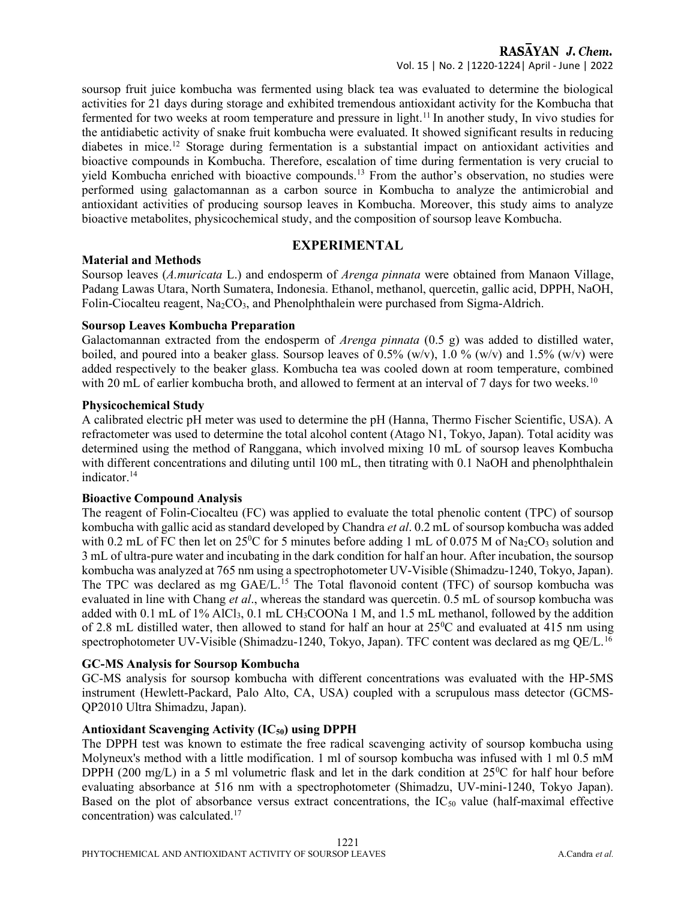soursop fruit juice kombucha was fermented using black tea was evaluated to determine the biological activities for 21 days during storage and exhibited tremendous antioxidant activity for the Kombucha that fermented for two weeks at room temperature and pressure in light.[11] In another study, In vivo studies for the antidiabetic activity of snake fruit kombucha were evaluated. It showed significant results in reducing diabetes in mice.[12] Storage during fermentation is a substantial impact on antioxidant activities and bioactive compounds in Kombucha. Therefore, escalation of time during fermentation is very crucial to yield Kombucha enriched with bioactive compounds.[13] From the author's observation, no studies were performed using galactomannan as a carbon source in Kombucha to analyze the antimicrobial and antioxidant activities of producing soursop leaves in Kombucha. Moreover, this study aims to analyze bioactive metabolites, physicochemical study, and the composition of soursop leave Kombucha.

## EXPERIMENTAL

### Material and Methods

Soursop leaves (*A.muricata* L.) and endosperm of *Arenga pinnata* were obtained from Manaon Village, Padang Lawas Utara, North Sumatera, Indonesia. Ethanol, methanol, quercetin, gallic acid, DPPH, NaOH, Folin-Ciocalteu reagent, $Na_2CO_3$, and Phenolphthalein were purchased from Sigma-Aldrich.

### Soursop Leaves Kombucha Preparation

Galactomannan extracted from the endosperm of *Arenga pinnata* (0.5 g) was added to distilled water, boiled, and poured into a beaker glass. Soursop leaves of 0.5% (w/v), 1.0 % (w/v) and 1.5% (w/v) were added respectively to the beaker glass. Kombucha tea was cooled down at room temperature, combined with 20 mL of earlier kombucha broth, and allowed to ferment at an interval of 7 days for two weeks.[10]

### Physicochemical Study

A calibrated electric pH meter was used to determine the pH (Hanna, Thermo Fischer Scientific, USA). A refractometer was used to determine the total alcohol content (Atago N1, Tokyo, Japan). Total acidity was determined using the method of Ranggana, which involved mixing 10 mL of soursop leaves Kombucha with different concentrations and diluting until 100 mL, then titrating with 0.1 NaOH and phenolphthalein indicator.[14]

### Bioactive Compound Analysis

The reagent of Folin-Ciocalteu (FC) was applied to evaluate the total phenolic content (TPC) of soursop kombucha with gallic acid as standard developed by Chandra *et al*. 0.2 mL of soursop kombucha was added with 0.2 mL of FC then let on $25^0$C for 5 minutes before adding 1 mL of 0.075 M of $Na_2CO_3$ solution and 3 mL of ultra-pure water and incubating in the dark condition for half an hour. After incubation, the soursop kombucha was analyzed at 765 nm using a spectrophotometer UV-Visible (Shimadzu-1240, Tokyo, Japan). The TPC was declared as mg GAE/L.[15] The Total flavonoid content (TFC) of soursop kombucha was evaluated in line with Chang *et al*., whereas the standard was quercetin. 0.5 mL of soursop kombucha was added with 0.1 mL of 1% $AlCl_3$, 0.1 mL $CH_3COONa$ 1 M, and 1.5 mL methanol, followed by the addition of 2.8 mL distilled water, then allowed to stand for half an hour at $25^0$C and evaluated at 415 nm using spectrophotometer UV-Visible (Shimadzu-1240, Tokyo, Japan). TFC content was declared as mg QE/L.[16]

### GC-MS Analysis for Soursop Kombucha

GC-MS analysis for soursop kombucha with different concentrations was evaluated with the HP-5MS instrument (Hewlett-Packard, Palo Alto, CA, USA) coupled with a scrupulous mass detector (GCMS-QP2010 Ultra Shimadzu, Japan).

### Antioxidant Scavenging Activity ($IC_{50}$) using DPPH

The DPPH test was known to estimate the free radical scavenging activity of soursop kombucha using Molyneux's method with a little modification. 1 ml of soursop kombucha was infused with 1 ml 0.5 mM DPPH (200 mg/L) in a 5 ml volumetric flask and let in the dark condition at $25^0$C for half hour before evaluating absorbance at 516 nm with a spectrophotometer (Shimadzu, UV-mini-1240, Tokyo Japan). Based on the plot of absorbance versus extract concentrations, the $IC_{50}$ value (half-maximal effective concentration) was calculated.[17]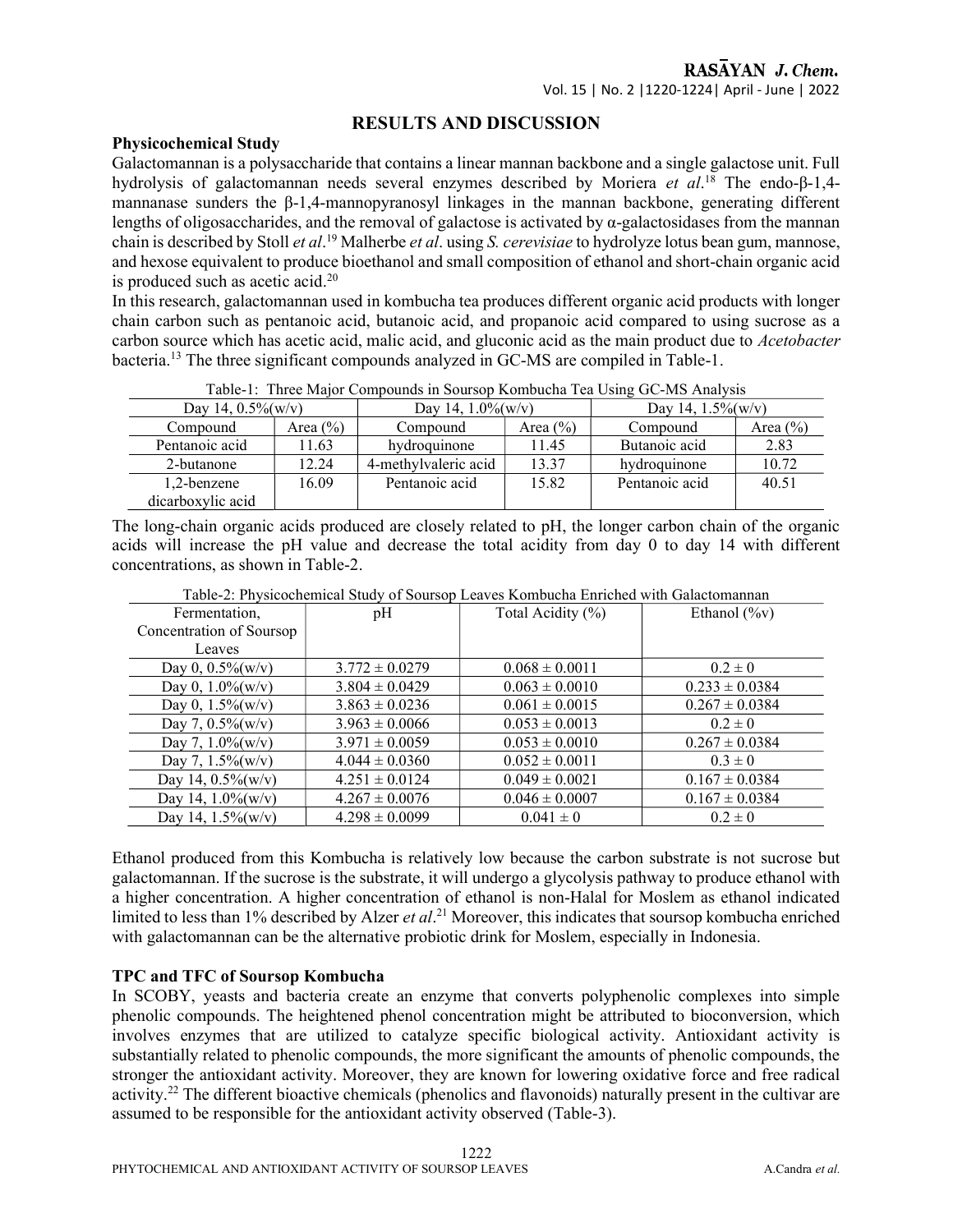## RESULTS AND DISCUSSION

### Physicochemical Study

Galactomannan is a polysaccharide that contains a linear mannan backbone and a single galactose unit. Full hydrolysis of galactomannan needs several enzymes described by Moriera *et al*.[18] The endo-β-1,4-mannanase sunders the β-1,4-mannopyranosyl linkages in the mannan backbone, generating different lengths of oligosaccharides, and the removal of galactose is activated by α-galactosidases from the mannan chain is described by Stoll *et al*.[19] Malherbe *et al*. using *S. cerevisiae* to hydrolyze lotus bean gum, mannose, and hexose equivalent to produce bioethanol and small composition of ethanol and short-chain organic acid is produced such as acetic acid.[20]

In this research, galactomannan used in kombucha tea produces different organic acid products with longer chain carbon such as pentanoic acid, butanoic acid, and propanoic acid compared to using sucrose as a carbon source which has acetic acid, malic acid, and gluconic acid as the main product due to *Acetobacter* bacteria.[13] The three significant compounds analyzed in GC-MS are compiled in Table-1.

Table-1: Three Major Compounds in Soursop Kombucha Tea Using GC-MS Analysis

| Day 14, 0.5%(w/v) | | Day 14, 1.0%(w/v) | | Day 14, 1.5%(w/v) | |
|---|---|---|---|---|---|
| Compound | Area (%) | Compound | Area (%) | Compound | Area (%) |
| Pentanoic acid | 11.63 | hydroquinone | 11.45 | Butanoic acid | 2.83 |
| 2-butanone | 12.24 | 4-methylvaleric acid | 13.37 | hydroquinone | 10.72 |
| 1,2-benzene dicarboxylic acid | 16.09 | Pentanoic acid | 15.82 | Pentanoic acid | 40.51 |

The long-chain organic acids produced are closely related to pH, the longer carbon chain of the organic acids will increase the pH value and decrease the total acidity from day 0 to day 14 with different concentrations, as shown in Table-2.

Table-2: Physicochemical Study of Soursop Leaves Kombucha Enriched with Galactomannan

| Fermentation, Concentration of Soursop Leaves | pH | Total Acidity (%) | Ethanol (%v) |
|---|---|---|---|
| Day 0, 0.5%(w/v) | 3.772 ± 0.0279 | 0.068 ± 0.0011 | 0.2 ± 0 |
| Day 0, 1.0%(w/v) | 3.804 ± 0.0429 | 0.063 ± 0.0010 | 0.233 ± 0.0384 |
| Day 0, 1.5%(w/v) | 3.863 ± 0.0236 | 0.061 ± 0.0015 | 0.267 ± 0.0384 |
| Day 7, 0.5%(w/v) | 3.963 ± 0.0066 | 0.053 ± 0.0013 | 0.2 ± 0 |
| Day 7, 1.0%(w/v) | 3.971 ± 0.0059 | 0.053 ± 0.0010 | 0.267 ± 0.0384 |
| Day 7, 1.5%(w/v) | 4.044 ± 0.0360 | 0.052 ± 0.0011 | 0.3 ± 0 |
| Day 14, 0.5%(w/v) | 4.251 ± 0.0124 | 0.049 ± 0.0021 | 0.167 ± 0.0384 |
| Day 14, 1.0%(w/v) | 4.267 ± 0.0076 | 0.046 ± 0.0007 | 0.167 ± 0.0384 |
| Day 14, 1.5%(w/v) | 4.298 ± 0.0099 | 0.041 ± 0 | 0.2 ± 0 |

Ethanol produced from this Kombucha is relatively low because the carbon substrate is not sucrose but galactomannan. If the sucrose is the substrate, it will undergo a glycolysis pathway to produce ethanol with a higher concentration. A higher concentration of ethanol is non-Halal for Moslem as ethanol indicated limited to less than 1% described by Alzer *et al*.[21] Moreover, this indicates that soursop kombucha enriched with galactomannan can be the alternative probiotic drink for Moslem, especially in Indonesia.

### TPC and TFC of Soursop Kombucha

In SCOBY, yeasts and bacteria create an enzyme that converts polyphenolic complexes into simple phenolic compounds. The heightened phenol concentration might be attributed to bioconversion, which involves enzymes that are utilized to catalyze specific biological activity. Antioxidant activity is substantially related to phenolic compounds, the more significant the amounts of phenolic compounds, the stronger the antioxidant activity. Moreover, they are known for lowering oxidative force and free radical activity.[22] The different bioactive chemicals (phenolics and flavonoids) naturally present in the cultivar are assumed to be responsible for the antioxidant activity observed (Table-3).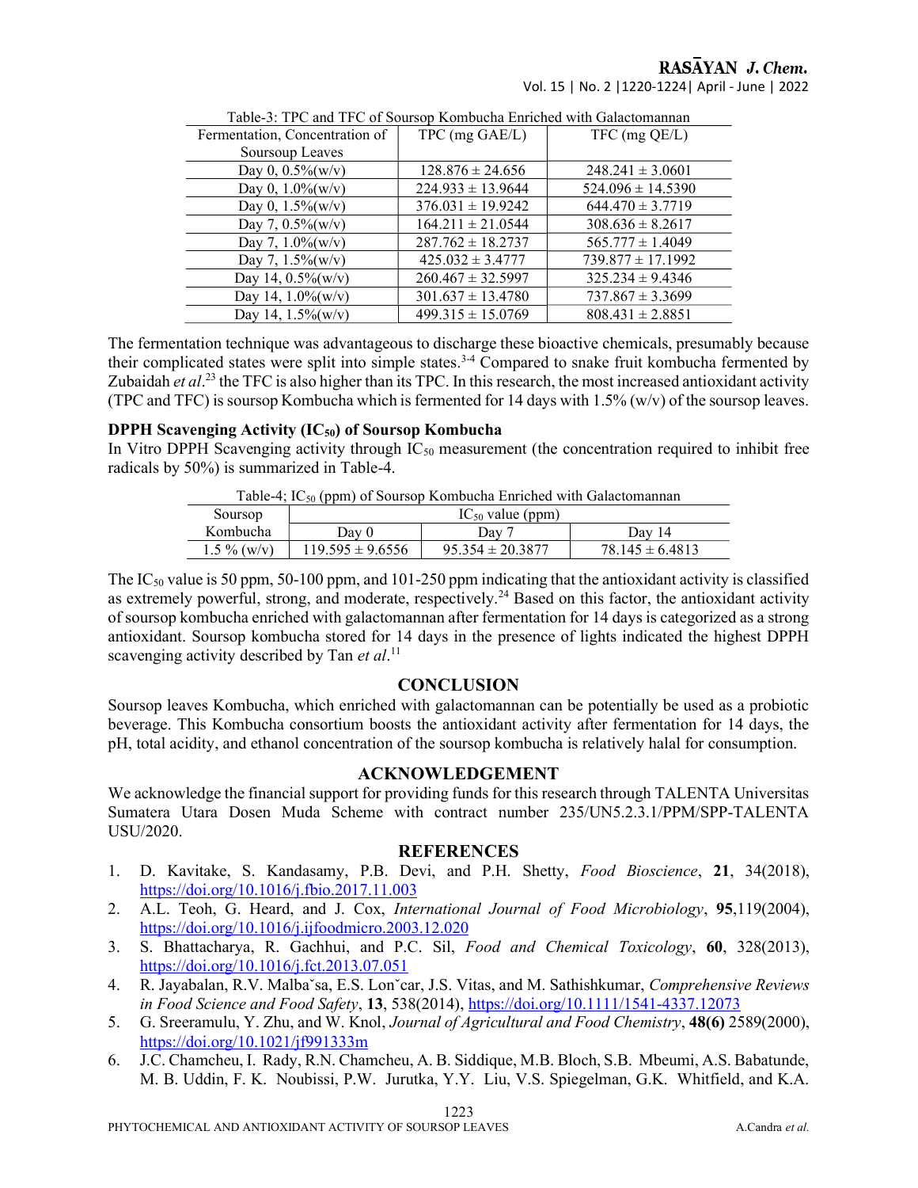Table-3: TPC and TFC of Soursop Kombucha Enriched with Galactomannan

| Fermentation, Concentration of Soursoup Leaves | TPC (mg GAE/L) | TFC (mg QE/L) |
|---|---|---|
| Day 0, 0.5%(w/v) | 128.876 ± 24.656 | 248.241 ± 3.0601 |
| Day 0, 1.0%(w/v) | 224.933 ± 13.9644 | 524.096 ± 14.5390 |
| Day 0, 1.5%(w/v) | 376.031 ± 19.9242 | 644.470 ± 3.7719 |
| Day 7, 0.5%(w/v) | 164.211 ± 21.0544 | 308.636 ± 8.2617 |
| Day 7, 1.0%(w/v) | 287.762 ± 18.2737 | 565.777 ± 1.4049 |
| Day 7, 1.5%(w/v) | 425.032 ± 3.4777 | 739.877 ± 17.1992 |
| Day 14, 0.5%(w/v) | 260.467 ± 32.5997 | 325.234 ± 9.4346 |
| Day 14, 1.0%(w/v) | 301.637 ± 13.4780 | 737.867 ± 3.3699 |
| Day 14, 1.5%(w/v) | 499.315 ± 15.0769 | 808.431 ± 2.8851 |

The fermentation technique was advantageous to discharge these bioactive chemicals, presumably because their complicated states were split into simple states.[3-4] Compared to snake fruit kombucha fermented by Zubaidah *et al*.[23] the TFC is also higher than its TPC. In this research, the most increased antioxidant activity (TPC and TFC) is soursop Kombucha which is fermented for 14 days with 1.5% (w/v) of the soursop leaves.

### DPPH Scavenging Activity ($IC_{50}$) of Soursop Kombucha

In Vitro DPPH Scavenging activity through $IC_{50}$ measurement (the concentration required to inhibit free radicals by 50%) is summarized in Table-4.

Table-4; $IC_{50}$ (ppm) of Soursop Kombucha Enriched with Galactomannan

| Soursop Kombucha | $IC_{50}$ value (ppm) | | |
|---|---|---|---|
| | Day 0 | Day 7 | Day 14 |
| 1.5 % (w/v) | 119.595 ± 9.6556 | 95.354 ± 20.3877 | 78.145 ± 6.4813 |

The $IC_{50}$ value is 50 ppm, 50-100 ppm, and 101-250 ppm indicating that the antioxidant activity is classified as extremely powerful, strong, and moderate, respectively.[24] Based on this factor, the antioxidant activity of soursop kombucha enriched with galactomannan after fermentation for 14 days is categorized as a strong antioxidant. Soursop kombucha stored for 14 days in the presence of lights indicated the highest DPPH scavenging activity described by Tan *et al*.[11]

## CONCLUSION

Soursop leaves Kombucha, which enriched with galactomannan can be potentially be used as a probiotic beverage. This Kombucha consortium boosts the antioxidant activity after fermentation for 14 days, the pH, total acidity, and ethanol concentration of the soursop kombucha is relatively halal for consumption.

## ACKNOWLEDGEMENT

We acknowledge the financial support for providing funds for this research through TALENTA Universitas Sumatera Utara Dosen Muda Scheme with contract number 235/UN5.2.3.1/PPM/SPP-TALENTA USU/2020.

## REFERENCES

1. D. Kavitake, S. Kandasamy, P.B. Devi, and P.H. Shetty, *Food Bioscience*, **21**, 34(2018), https://doi.org/10.1016/j.fbio.2017.11.003
2. A.L. Teoh, G. Heard, and J. Cox, *International Journal of Food Microbiology*, **95**,119(2004), https://doi.org/10.1016/j.ijfoodmicro.2003.12.020
3. S. Bhattacharya, R. Gachhui, and P.C. Sil, *Food and Chemical Toxicology*, **60**, 328(2013), https://doi.org/10.1016/j.fct.2013.07.051
4. R. Jayabalan, R.V. Malbaˇsa, E.S. Lonˇcar, J.S. Vitas, and M. Sathishkumar, *Comprehensive Reviews in Food Science and Food Safety*, **13**, 538(2014), https://doi.org/10.1111/1541-4337.12073
5. G. Sreeramulu, Y. Zhu, and W. Knol, *Journal of Agricultural and Food Chemistry*, **48(6)** 2589(2000), https://doi.org/10.1021/jf991333m
6. J.C. Chamcheu, I. Rady, R.N. Chamcheu, A. B. Siddique, M.B. Bloch, S.B. Mbeumi, A.S. Babatunde, M. B. Uddin, F. K. Noubissi, P.W. Jurutka, Y.Y. Liu, V.S. Spiegelman, G.K. Whitfield, and K.A.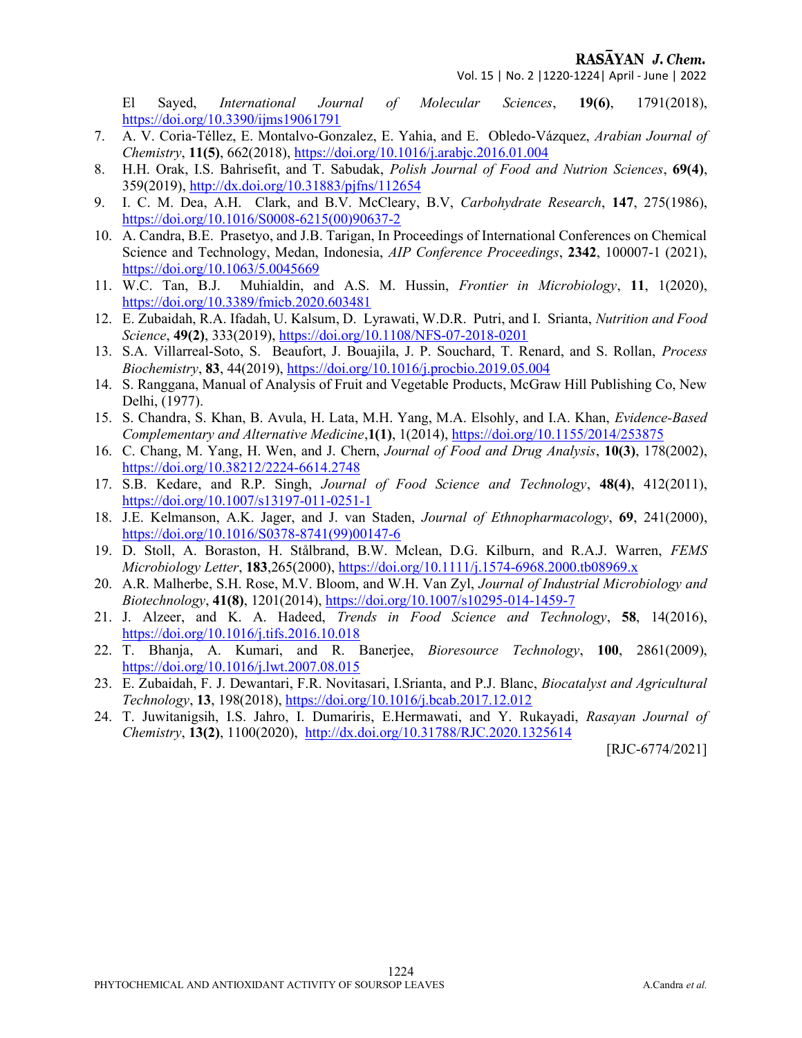El Sayed, *International Journal of Molecular Sciences*, **19(6)**, 1791(2018), https://doi.org/10.3390/ijms19061791

7. A. V. Coria-Téllez, E. Montalvo-Gonzalez, E. Yahia, and E. Obledo-Vázquez, *Arabian Journal of Chemistry*, **11(5)**, 662(2018), https://doi.org/10.1016/j.arabjc.2016.01.004
8. H.H. Orak, I.S. Bahrisefit, and T. Sabudak, *Polish Journal of Food and Nutrion Sciences*, **69(4)**, 359(2019), http://dx.doi.org/10.31883/pjfns/112654
9. I. C. M. Dea, A.H. Clark, and B.V. McCleary, B.V, *Carbohydrate Research*, **147**, 275(1986), https://doi.org/10.1016/S0008-6215(00)90637-2
10. A. Candra, B.E. Prasetyo, and J.B. Tarigan, In Proceedings of International Conferences on Chemical Science and Technology, Medan, Indonesia, *AIP Conference Proceedings*, **2342**, 100007-1 (2021), https://doi.org/10.1063/5.0045669
11. W.C. Tan, B.J. Muhialdin, and A.S. M. Hussin, *Frontier in Microbiology*, **11**, 1(2020), https://doi.org/10.3389/fmicb.2020.603481
12. E. Zubaidah, R.A. Ifadah, U. Kalsum, D. Lyrawati, W.D.R. Putri, and I. Srianta, *Nutrition and Food Science*, **49(2)**, 333(2019), https://doi.org/10.1108/NFS-07-2018-0201
13. S.A. Villarreal-Soto, S. Beaufort, J. Bouajila, J. P. Souchard, T. Renard, and S. Rollan, *Process Biochemistry*, **83**, 44(2019), https://doi.org/10.1016/j.procbio.2019.05.004
14. S. Ranggana, Manual of Analysis of Fruit and Vegetable Products, McGraw Hill Publishing Co, New Delhi, (1977).
15. S. Chandra, S. Khan, B. Avula, H. Lata, M.H. Yang, M.A. Elsohly, and I.A. Khan, *Evidence-Based Complementary and Alternative Medicine*,**1(1)**, 1(2014), https://doi.org/10.1155/2014/253875
16. C. Chang, M. Yang, H. Wen, and J. Chern, *Journal of Food and Drug Analysis*, **10(3)**, 178(2002), https://doi.org/10.38212/2224-6614.2748
17. S.B. Kedare, and R.P. Singh, *Journal of Food Science and Technology*, **48(4)**, 412(2011), https://doi.org/10.1007/s13197-011-0251-1
18. J.E. Kelmanson, A.K. Jager, and J. van Staden, *Journal of Ethnopharmacology*, **69**, 241(2000), https://doi.org/10.1016/S0378-8741(99)00147-6
19. D. Stoll, A. Boraston, H. Stålbrand, B.W. Mclean, D.G. Kilburn, and R.A.J. Warren, *FEMS Microbiology Letter*, **183**,265(2000), https://doi.org/10.1111/j.1574-6968.2000.tb08969.x
20. A.R. Malherbe, S.H. Rose, M.V. Bloom, and W.H. Van Zyl, *Journal of Industrial Microbiology and Biotechnology*, **41(8)**, 1201(2014), https://doi.org/10.1007/s10295-014-1459-7
21. J. Alzeer, and K. A. Hadeed, *Trends in Food Science and Technology*, **58**, 14(2016), https://doi.org/10.1016/j.tifs.2016.10.018
22. T. Bhanja, A. Kumari, and R. Banerjee, *Bioresource Technology*, **100**, 2861(2009), https://doi.org/10.1016/j.lwt.2007.08.015
23. E. Zubaidah, F. J. Dewantari, F.R. Novitasari, I.Srianta, and P.J. Blanc, *Biocatalyst and Agricultural Technology*, **13**, 198(2018), https://doi.org/10.1016/j.bcab.2017.12.012
24. T. Juwitanigsih, I.S. Jahro, I. Dumariris, E.Hermawati, and Y. Rukayadi, *Rasayan Journal of Chemistry*, **13(2)**, 1100(2020), http://dx.doi.org/10.31788/RJC.2020.1325614

[RJC-6774/2021]